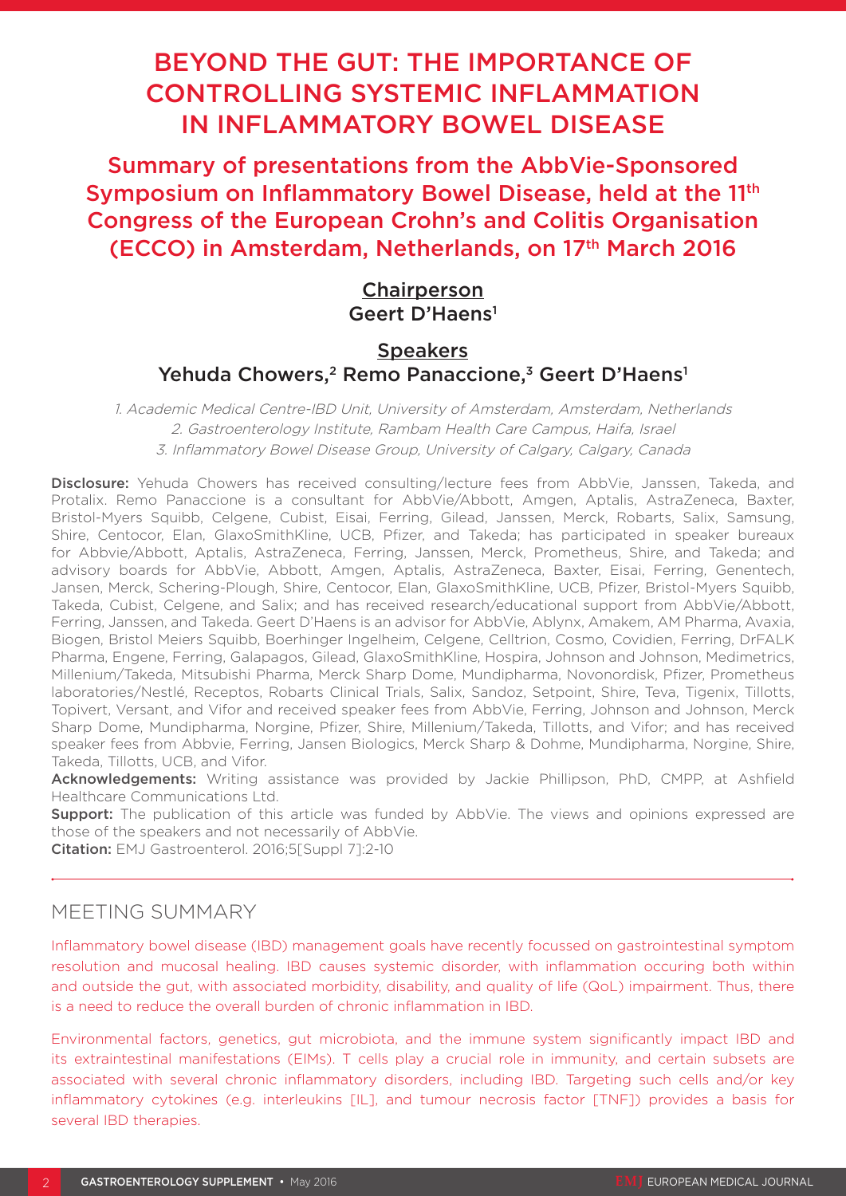# BEYOND THE GUT: THE IMPORTANCE OF CONTROLLING SYSTEMIC INFLAMMATION IN INFLAMMATORY BOWEL DISEASE

## Summary of presentations from the AbbVie-Sponsored Symposium on Inflammatory Bowel Disease, held at the 11th Congress of the European Crohn's and Colitis Organisation (ECCO) in Amsterdam, Netherlands, on 17th March 2016

**Chairperson**

Geert D'Haens[1]

**Speakers**

Yehuda Chowers,[2] Remo Panaccione,[3] Geert D'Haens[1]

*1. Academic Medical Centre-IBD Unit, University of Amsterdam, Amsterdam, Netherlands*
*2. Gastroenterology Institute, Rambam Health Care Campus, Haifa, Israel*
*3. Inflammatory Bowel Disease Group, University of Calgary, Calgary, Canada*

**Disclosure:** Yehuda Chowers has received consulting/lecture fees from AbbVie, Janssen, Takeda, and Protalix. Remo Panaccione is a consultant for AbbVie/Abbott, Amgen, Aptalis, AstraZeneca, Baxter, Bristol-Myers Squibb, Celgene, Cubist, Eisai, Ferring, Gilead, Janssen, Merck, Robarts, Salix, Samsung, Shire, Centocor, Elan, GlaxoSmithKline, UCB, Pfizer, and Takeda; has participated in speaker bureaux for Abbvie/Abbott, Aptalis, AstraZeneca, Ferring, Janssen, Merck, Prometheus, Shire, and Takeda; and advisory boards for AbbVie, Abbott, Amgen, Aptalis, AstraZeneca, Baxter, Eisai, Ferring, Genentech, Jansen, Merck, Schering-Plough, Shire, Centocor, Elan, GlaxoSmithKline, UCB, Pfizer, Bristol-Myers Squibb, Takeda, Cubist, Celgene, and Salix; and has received research/educational support from AbbVie/Abbott, Ferring, Janssen, and Takeda. Geert D'Haens is an advisor for AbbVie, Ablynx, Amakem, AM Pharma, Avaxia, Biogen, Bristol Meiers Squibb, Boerhinger Ingelheim, Celgene, Celltrion, Cosmo, Covidien, Ferring, DrFALK Pharma, Engene, Ferring, Galapagos, Gilead, GlaxoSmithKline, Hospira, Johnson and Johnson, Medimetrics, Millenium/Takeda, Mitsubishi Pharma, Merck Sharp Dome, Mundipharma, Novonordisk, Pfizer, Prometheus laboratories/Nestlé, Receptos, Robarts Clinical Trials, Salix, Sandoz, Setpoint, Shire, Teva, Tigenix, Tillotts, Topivert, Versant, and Vifor and received speaker fees from AbbVie, Ferring, Johnson and Johnson, Merck Sharp Dome, Mundipharma, Norgine, Pfizer, Shire, Millenium/Takeda, Tillotts, and Vifor; and has received speaker fees from Abbvie, Ferring, Jansen Biologics, Merck Sharp & Dohme, Mundipharma, Norgine, Shire, Takeda, Tillotts, UCB, and Vifor.

**Acknowledgements:** Writing assistance was provided by Jackie Phillipson, PhD, CMPP, at Ashfield Healthcare Communications Ltd.

**Support:** The publication of this article was funded by AbbVie. The views and opinions expressed are those of the speakers and not necessarily of AbbVie.

**Citation:** EMJ Gastroenterol. 2016;5[Suppl 7]:2-10

## MEETING SUMMARY

Inflammatory bowel disease (IBD) management goals have recently focussed on gastrointestinal symptom resolution and mucosal healing. IBD causes systemic disorder, with inflammation occuring both within and outside the gut, with associated morbidity, disability, and quality of life (QoL) impairment. Thus, there is a need to reduce the overall burden of chronic inflammation in IBD.

Environmental factors, genetics, gut microbiota, and the immune system significantly impact IBD and its extraintestinal manifestations (EIMs). T cells play a crucial role in immunity, and certain subsets are associated with several chronic inflammatory disorders, including IBD. Targeting such cells and/or key inflammatory cytokines (e.g. interleukins [IL], and tumour necrosis factor [TNF]) provides a basis for several IBD therapies.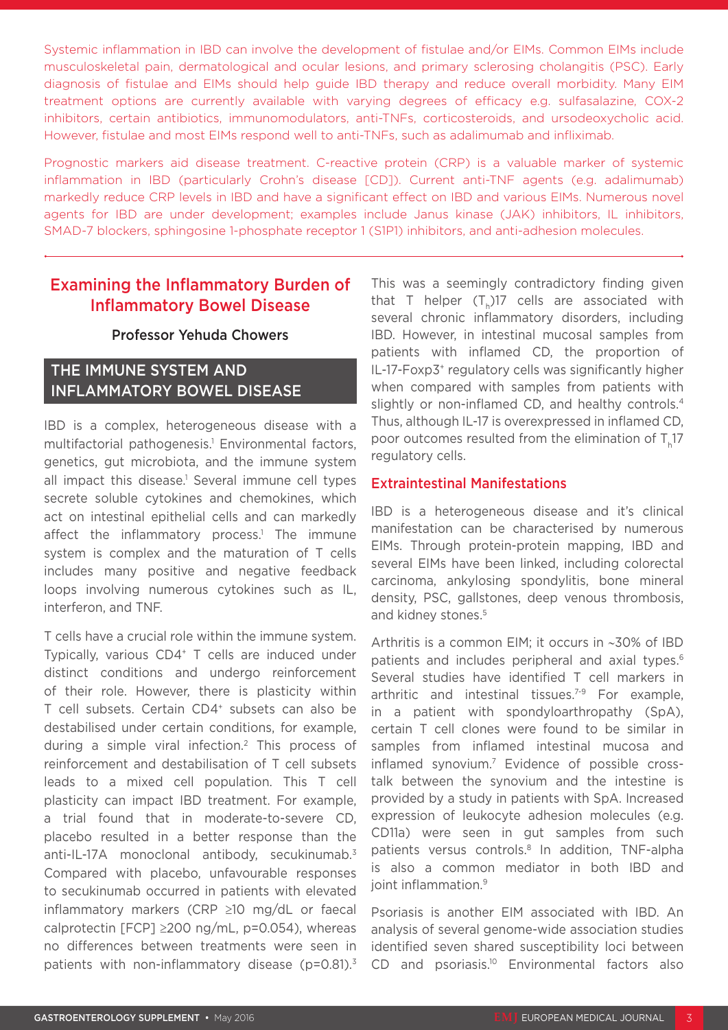Systemic inflammation in IBD can involve the development of fistulae and/or EIMs. Common EIMs include musculoskeletal pain, dermatological and ocular lesions, and primary sclerosing cholangitis (PSC). Early diagnosis of fistulae and EIMs should help guide IBD therapy and reduce overall morbidity. Many EIM treatment options are currently available with varying degrees of efficacy e.g. sulfasalazine, COX-2 inhibitors, certain antibiotics, immunomodulators, anti-TNFs, corticosteroids, and ursodeoxycholic acid. However, fistulae and most EIMs respond well to anti-TNFs, such as adalimumab and infliximab.

Prognostic markers aid disease treatment. C-reactive protein (CRP) is a valuable marker of systemic inflammation in IBD (particularly Crohn's disease [CD]). Current anti-TNF agents (e.g. adalimumab) markedly reduce CRP levels in IBD and have a significant effect on IBD and various EIMs. Numerous novel agents for IBD are under development; examples include Janus kinase (JAK) inhibitors, IL inhibitors, SMAD-7 blockers, sphingosine 1-phosphate receptor 1 (S1P1) inhibitors, and anti-adhesion molecules.

## Examining the Inflammatory Burden of Inflammatory Bowel Disease

**Professor Yehuda Chowers**

### THE IMMUNE SYSTEM AND INFLAMMATORY BOWEL DISEASE

IBD is a complex, heterogeneous disease with a multifactorial pathogenesis.[1] Environmental factors, genetics, gut microbiota, and the immune system all impact this disease.[1] Several immune cell types secrete soluble cytokines and chemokines, which act on intestinal epithelial cells and can markedly affect the inflammatory process.[1] The immune system is complex and the maturation of T cells includes many positive and negative feedback loops involving numerous cytokines such as IL, interferon, and TNF.

T cells have a crucial role within the immune system. Typically, various CD4⁺ T cells are induced under distinct conditions and undergo reinforcement of their role. However, there is plasticity within T cell subsets. Certain CD4⁺ subsets can also be destabilised under certain conditions, for example, during a simple viral infection.[2] This process of reinforcement and destabilisation of T cell subsets leads to a mixed cell population. This T cell plasticity can impact IBD treatment. For example, a trial found that in moderate-to-severe CD, placebo resulted in a better response than the anti-IL-17A monoclonal antibody, secukinumab.[3] Compared with placebo, unfavourable responses to secukinumab occurred in patients with elevated inflammatory markers (CRP ≥10 mg/dL or faecal calprotectin [FCP] ≥200 ng/mL, $p=0.054$), whereas no differences between treatments were seen in patients with non-inflammatory disease ($p=0.81$).[3] This was a seemingly contradictory finding given that T helper ($T_h$)17 cells are associated with several chronic inflammatory disorders, including IBD. However, in intestinal mucosal samples from patients with inflamed CD, the proportion of IL-17-Foxp3⁺ regulatory cells was significantly higher when compared with samples from patients with slightly or non-inflamed CD, and healthy controls.[4] Thus, although IL-17 is overexpressed in inflamed CD, poor outcomes resulted from the elimination of $T_h$17 regulatory cells.

### Extraintestinal Manifestations

IBD is a heterogeneous disease and it's clinical manifestation can be characterised by numerous EIMs. Through protein-protein mapping, IBD and several EIMs have been linked, including colorectal carcinoma, ankylosing spondylitis, bone mineral density, PSC, gallstones, deep venous thrombosis, and kidney stones.[5]

Arthritis is a common EIM; it occurs in ~30% of IBD patients and includes peripheral and axial types.[6] Several studies have identified T cell markers in arthritic and intestinal tissues.[7-9] For example, in a patient with spondyloarthropathy (SpA), certain T cell clones were found to be similar in samples from inflamed intestinal mucosa and inflamed synovium.[7] Evidence of possible cross-talk between the synovium and the intestine is provided by a study in patients with SpA. Increased expression of leukocyte adhesion molecules (e.g. CD11a) were seen in gut samples from such patients versus controls.[8] In addition, TNF-alpha is also a common mediator in both IBD and joint inflammation.[9]

Psoriasis is another EIM associated with IBD. An analysis of several genome-wide association studies identified seven shared susceptibility loci between CD and psoriasis.[10] Environmental factors also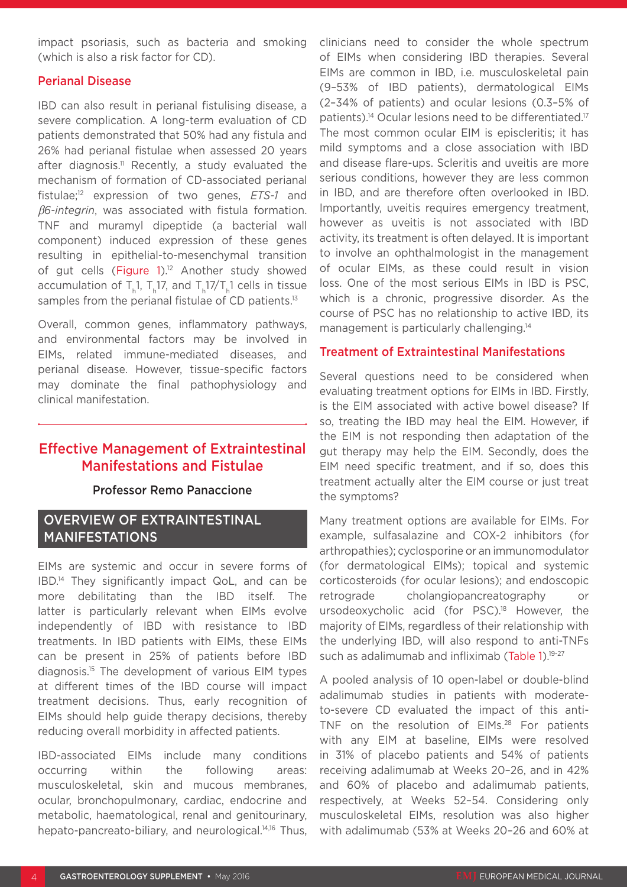impact psoriasis, such as bacteria and smoking (which is also a risk factor for CD).

### Perianal Disease

IBD can also result in perianal fistulising disease, a severe complication. A long-term evaluation of CD patients demonstrated that 50% had any fistula and 26% had perianal fistulae when assessed 20 years after diagnosis.[11] Recently, a study evaluated the mechanism of formation of CD-associated perianal fistulae;[12] expression of two genes, *ETS-1* and *β6-integrin*, was associated with fistula formation. TNF and muramyl dipeptide (a bacterial wall component) induced expression of these genes resulting in epithelial-to-mesenchymal transition of gut cells (Figure 1).[12] Another study showed accumulation of $T_h1$, $T_h17$, and $T_h17/T_h1$ cells in tissue samples from the perianal fistulae of CD patients.[13]

Overall, common genes, inflammatory pathways, and environmental factors may be involved in EIMs, related immune-mediated diseases, and perianal disease. However, tissue-specific factors may dominate the final pathophysiology and clinical manifestation.

## Effective Management of Extraintestinal Manifestations and Fistulae

**Professor Remo Panaccione**

### OVERVIEW OF EXTRAINTESTINAL MANIFESTATIONS

EIMs are systemic and occur in severe forms of IBD.[14] They significantly impact QoL, and can be more debilitating than the IBD itself. The latter is particularly relevant when EIMs evolve independently of IBD with resistance to IBD treatments. In IBD patients with EIMs, these EIMs can be present in 25% of patients before IBD diagnosis.[15] The development of various EIM types at different times of the IBD course will impact treatment decisions. Thus, early recognition of EIMs should help guide therapy decisions, thereby reducing overall morbidity in affected patients.

IBD-associated EIMs include many conditions occurring within the following areas: musculoskeletal, skin and mucous membranes, ocular, bronchopulmonary, cardiac, endocrine and metabolic, haematological, renal and genitourinary, hepato-pancreato-biliary, and neurological.[14,16] Thus, clinicians need to consider the whole spectrum of EIMs when considering IBD therapies. Several EIMs are common in IBD, i.e. musculoskeletal pain (9–53% of IBD patients), dermatological EIMs (2–34% of patients) and ocular lesions (0.3–5% of patients).[14] Ocular lesions need to be differentiated.[17] The most common ocular EIM is episcleritis; it has mild symptoms and a close association with IBD and disease flare-ups. Scleritis and uveitis are more serious conditions, however they are less common in IBD, and are therefore often overlooked in IBD. Importantly, uveitis requires emergency treatment, however as uveitis is not associated with IBD activity, its treatment is often delayed. It is important to involve an ophthalmologist in the management of ocular EIMs, as these could result in vision loss. One of the most serious EIMs in IBD is PSC, which is a chronic, progressive disorder. As the course of PSC has no relationship to active IBD, its management is particularly challenging.[14]

### Treatment of Extraintestinal Manifestations

Several questions need to be considered when evaluating treatment options for EIMs in IBD. Firstly, is the EIM associated with active bowel disease? If so, treating the IBD may heal the EIM. However, if the EIM is not responding then adaptation of the gut therapy may help the EIM. Secondly, does the EIM need specific treatment, and if so, does this treatment actually alter the EIM course or just treat the symptoms?

Many treatment options are available for EIMs. For example, sulfasalazine and COX-2 inhibitors (for arthropathies); cyclosporine or an immunomodulator (for dermatological EIMs); topical and systemic corticosteroids (for ocular lesions); and endoscopic retrograde cholangiopancreatography or ursodeoxycholic acid (for PSC).[18] However, the majority of EIMs, regardless of their relationship with the underlying IBD, will also respond to anti-TNFs such as adalimumab and infliximab (Table 1).[19-27]

A pooled analysis of 10 open-label or double-blind adalimumab studies in patients with moderate-to-severe CD evaluated the impact of this anti-TNF on the resolution of EIMs.[28] For patients with any EIM at baseline, EIMs were resolved in 31% of placebo patients and 54% of patients receiving adalimumab at Weeks 20–26, and in 42% and 60% of placebo and adalimumab patients, respectively, at Weeks 52–54. Considering only musculoskeletal EIMs, resolution was also higher with adalimumab (53% at Weeks 20–26 and 60% at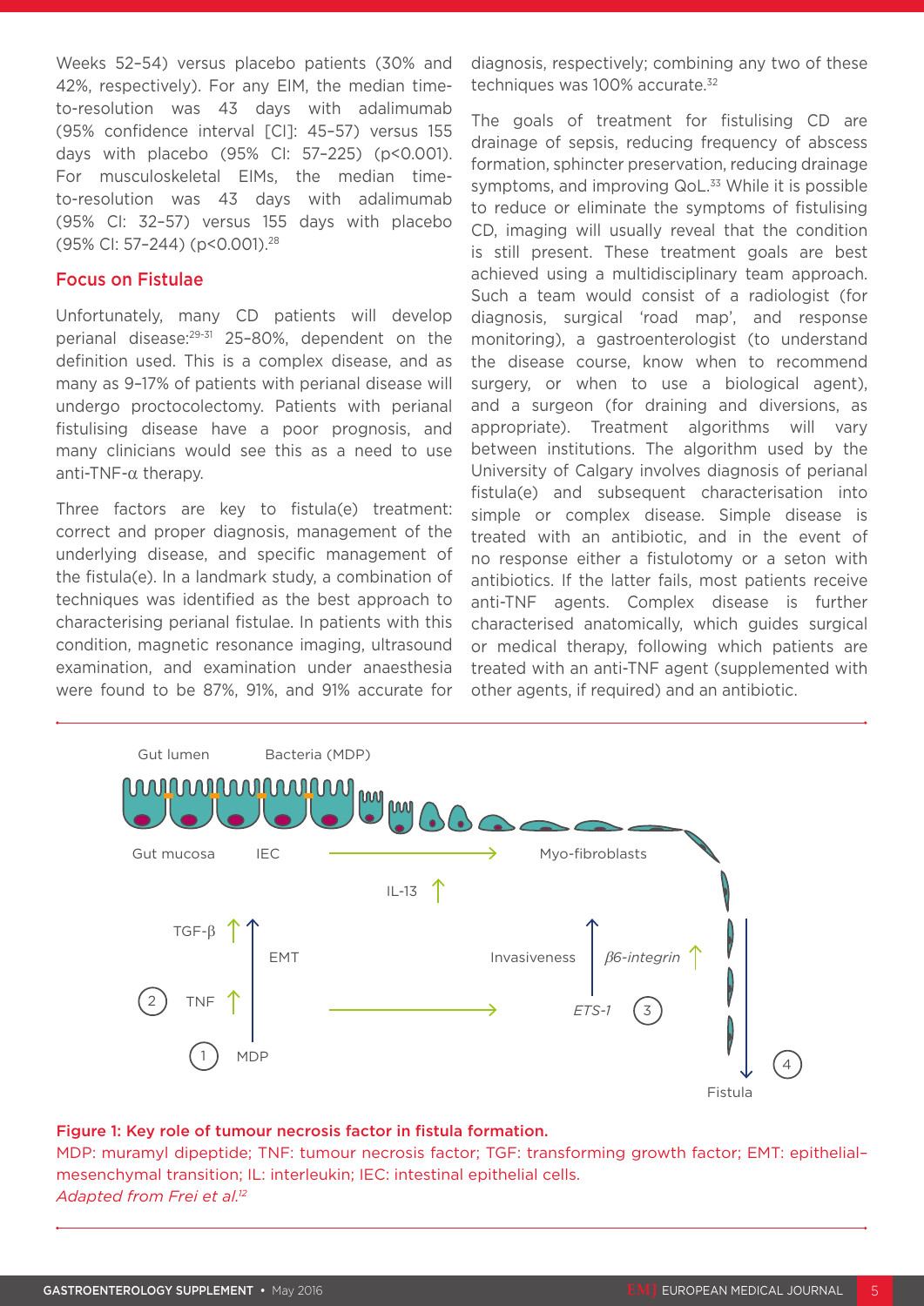Weeks 52–54) versus placebo patients (30% and 42%, respectively). For any EIM, the median time-to-resolution was 43 days with adalimumab (95% confidence interval [CI]: 45–57) versus 155 days with placebo (95% CI: 57–225) ($p<0.001$). For musculoskeletal EIMs, the median time-to-resolution was 43 days with adalimumab (95% CI: 32–57) versus 155 days with placebo (95% CI: 57–244) ($p<0.001$).[28]

## Focus on Fistulae

Unfortunately, many CD patients will develop perianal disease:[29-31] 25–80%, dependent on the definition used. This is a complex disease, and as many as 9–17% of patients with perianal disease will undergo proctocolectomy. Patients with perianal fistulising disease have a poor prognosis, and many clinicians would see this as a need to use anti-TNF-α therapy.

Three factors are key to fistula(e) treatment: correct and proper diagnosis, management of the underlying disease, and specific management of the fistula(e). In a landmark study, a combination of techniques was identified as the best approach to characterising perianal fistulae. In patients with this condition, magnetic resonance imaging, ultrasound examination, and examination under anaesthesia were found to be 87%, 91%, and 91% accurate for diagnosis, respectively; combining any two of these techniques was 100% accurate.[32]

The goals of treatment for fistulising CD are drainage of sepsis, reducing frequency of abscess formation, sphincter preservation, reducing drainage symptoms, and improving QoL.[33] While it is possible to reduce or eliminate the symptoms of fistulising CD, imaging will usually reveal that the condition is still present. These treatment goals are best achieved using a multidisciplinary team approach. Such a team would consist of a radiologist (for diagnosis, surgical 'road map', and response monitoring), a gastroenterologist (to understand the disease course, know when to recommend surgery, or when to use a biological agent), and a surgeon (for draining and diversions, as appropriate). Treatment algorithms will vary between institutions. The algorithm used by the University of Calgary involves diagnosis of perianal fistula(e) and subsequent characterisation into simple or complex disease. Simple disease is treated with an antibiotic, and in the event of no response either a fistulotomy or a seton with antibiotics. If the latter fails, most patients receive anti-TNF agents. Complex disease is further characterised anatomically, which guides surgical or medical therapy, following which patients are treated with an anti-TNF agent (supplemented with other agents, if required) and an antibiotic.

**Figure 1: Key role of tumour necrosis factor in fistula formation.**
MDP: muramyl dipeptide; TNF: tumour necrosis factor; TGF: transforming growth factor; EMT: epithelial–mesenchymal transition; IL: interleukin; IEC: intestinal epithelial cells.
*Adapted from Frei et al.*[12]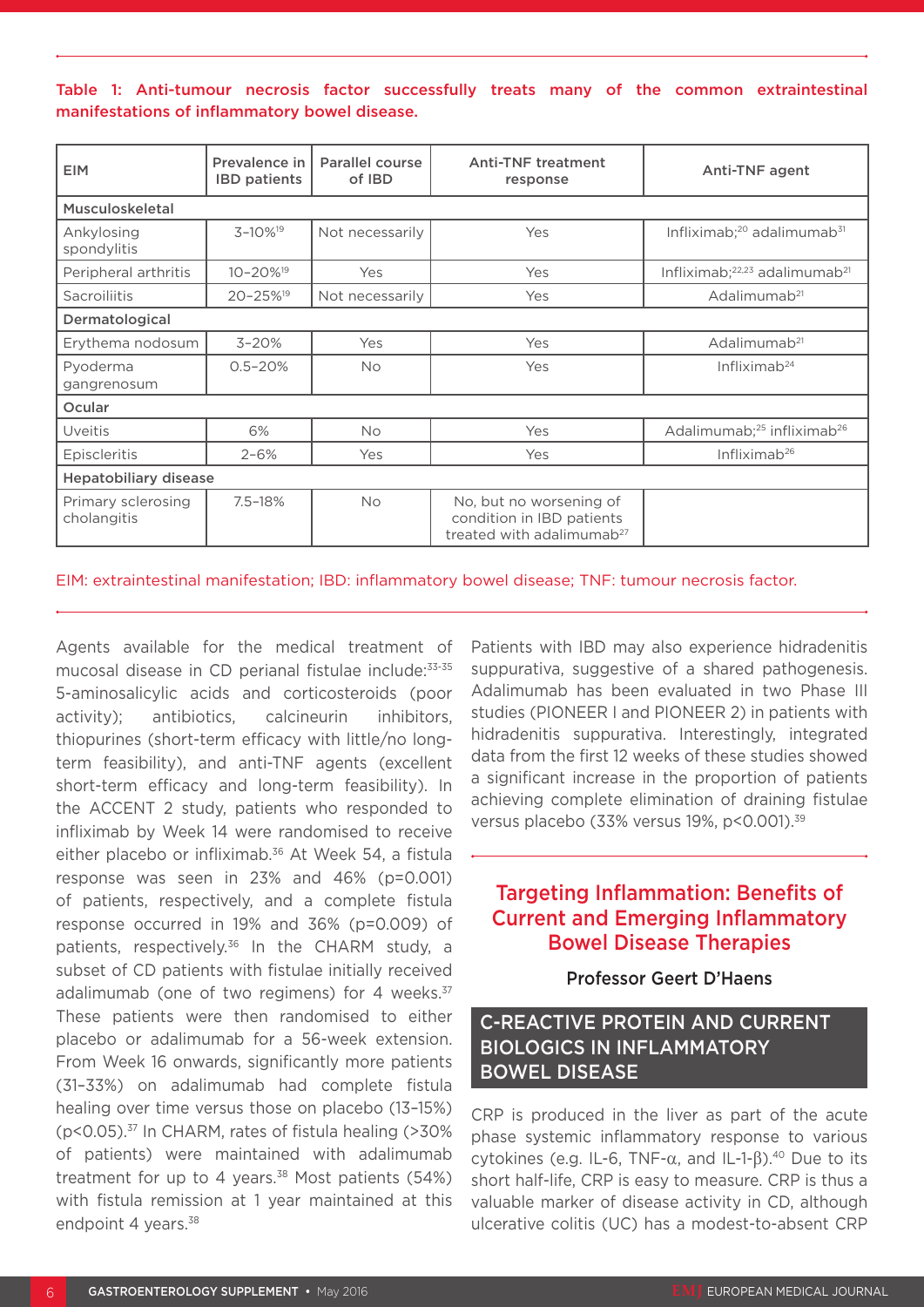Table 1: Anti-tumour necrosis factor successfully treats many of the common extraintestinal manifestations of inflammatory bowel disease.

| EIM | Prevalence in IBD patients | Parallel course of IBD | Anti-TNF treatment response | Anti-TNF agent |
|---|---|---|---|---|
| **Musculoskeletal** | | | | |
| Ankylosing spondylitis | 3–10%[19] | Not necessarily | Yes | Infliximab;[20] adalimumab[31] |
| Peripheral arthritis | 10–20%[19] | Yes | Yes | Infliximab;[22,23] adalimumab[21] |
| Sacroiliitis | 20–25%[19] | Not necessarily | Yes | Adalimumab[21] |
| **Dermatological** | | | | |
| Erythema nodosum | 3–20% | Yes | Yes | Adalimumab[21] |
| Pyoderma gangrenosum | 0.5–20% | No | Yes | Infliximab[24] |
| **Ocular** | | | | |
| Uveitis | 6% | No | Yes | Adalimumab;[25] infliximab[26] |
| Episcleritis | 2–6% | Yes | Yes | Infliximab[26] |
| **Hepatobiliary disease** | | | | |
| Primary sclerosing cholangitis | 7.5–18% | No | No, but no worsening of condition in IBD patients treated with adalimumab[27] | |

EIM: extraintestinal manifestation; IBD: inflammatory bowel disease; TNF: tumour necrosis factor.

Agents available for the medical treatment of mucosal disease in CD perianal fistulae include:[33-35] 5-aminosalicylic acids and corticosteroids (poor activity); antibiotics, calcineurin inhibitors, thiopurines (short-term efficacy with little/no long-term feasibility), and anti-TNF agents (excellent short-term efficacy and long-term feasibility). In the ACCENT 2 study, patients who responded to infliximab by Week 14 were randomised to receive either placebo or infliximab.[36] At Week 54, a fistula response was seen in 23% and 46% ($p=0.001$) of patients, respectively, and a complete fistula response occurred in 19% and 36% ($p=0.009$) of patients, respectively.[36] In the CHARM study, a subset of CD patients with fistulae initially received adalimumab (one of two regimens) for 4 weeks.[37] These patients were then randomised to either placebo or adalimumab for a 56-week extension. From Week 16 onwards, significantly more patients (31–33%) on adalimumab had complete fistula healing over time versus those on placebo (13–15%) ($p<0.05$).[37] In CHARM, rates of fistula healing (>30% of patients) were maintained with adalimumab treatment for up to 4 years.[38] Most patients (54%) with fistula remission at 1 year maintained at this endpoint 4 years.[38]

Patients with IBD may also experience hidradenitis suppurativa, suggestive of a shared pathogenesis. Adalimumab has been evaluated in two Phase III studies (PIONEER I and PIONEER 2) in patients with hidradenitis suppurativa. Interestingly, integrated data from the first 12 weeks of these studies showed a significant increase in the proportion of patients achieving complete elimination of draining fistulae versus placebo (33% versus 19%, $p<0.001$).[39]

## Targeting Inflammation: Benefits of Current and Emerging Inflammatory Bowel Disease Therapies

**Professor Geert D'Haens**

### C-REACTIVE PROTEIN AND CURRENT BIOLOGICS IN INFLAMMATORY BOWEL DISEASE

CRP is produced in the liver as part of the acute phase systemic inflammatory response to various cytokines (e.g. IL-6, TNF-α, and IL-1-β).[40] Due to its short half-life, CRP is easy to measure. CRP is thus a valuable marker of disease activity in CD, although ulcerative colitis (UC) has a modest-to-absent CRP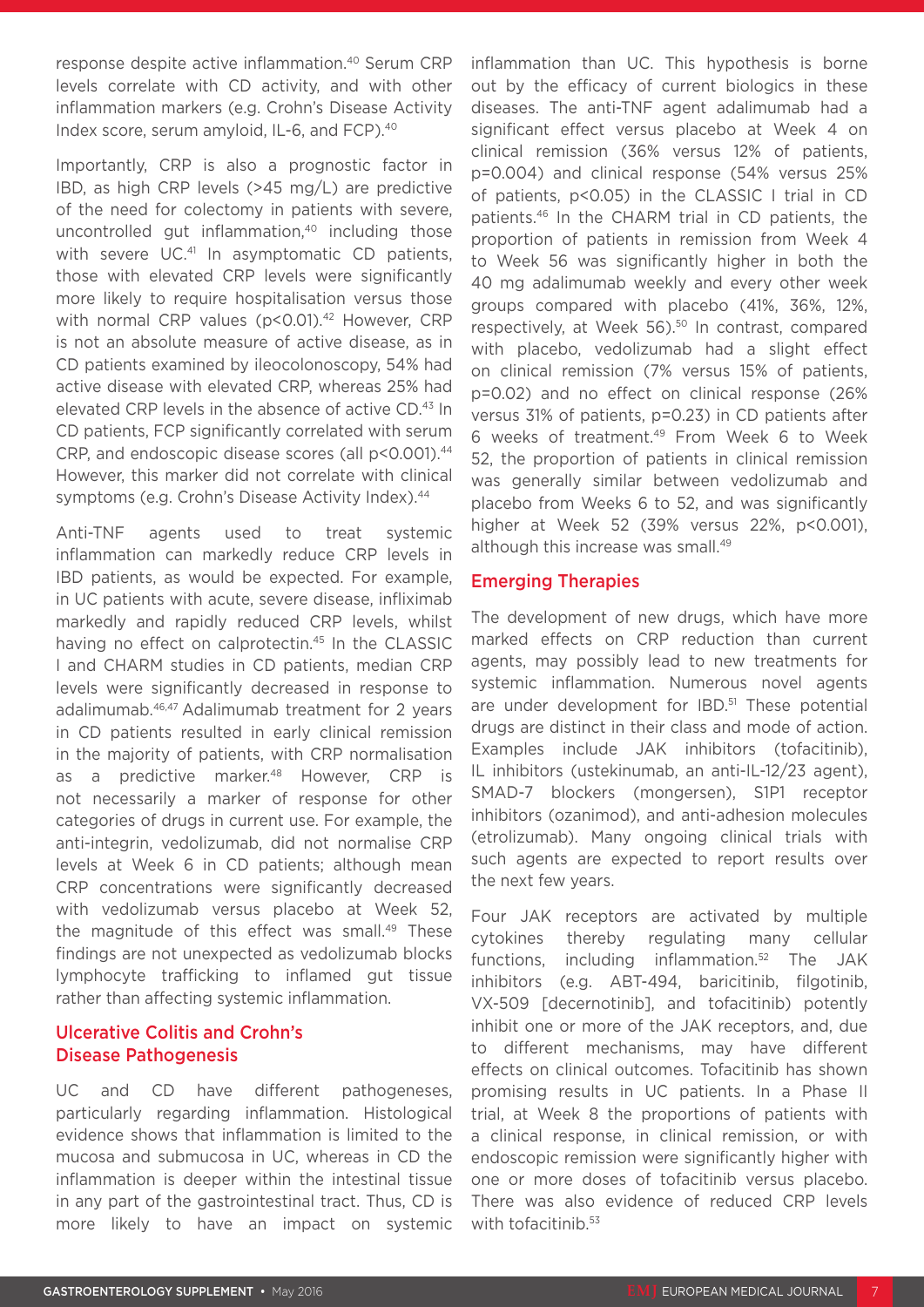response despite active inflammation.[40] Serum CRP levels correlate with CD activity, and with other inflammation markers (e.g. Crohn's Disease Activity Index score, serum amyloid, IL-6, and FCP).[40]

Importantly, CRP is also a prognostic factor in IBD, as high CRP levels (>45 mg/L) are predictive of the need for colectomy in patients with severe, uncontrolled gut inflammation,[40] including those with severe UC.[41] In asymptomatic CD patients, those with elevated CRP levels were significantly more likely to require hospitalisation versus those with normal CRP values (p<0.01).[42] However, CRP is not an absolute measure of active disease, as in CD patients examined by ileocolonoscopy, 54% had active disease with elevated CRP, whereas 25% had elevated CRP levels in the absence of active CD.[43] In CD patients, FCP significantly correlated with serum CRP, and endoscopic disease scores (all p<0.001).[44] However, this marker did not correlate with clinical symptoms (e.g. Crohn's Disease Activity Index).[44]

Anti-TNF agents used to treat systemic inflammation can markedly reduce CRP levels in IBD patients, as would be expected. For example, in UC patients with acute, severe disease, infliximab markedly and rapidly reduced CRP levels, whilst having no effect on calprotectin.[45] In the CLASSIC I and CHARM studies in CD patients, median CRP levels were significantly decreased in response to adalimumab.[46,47] Adalimumab treatment for 2 years in CD patients resulted in early clinical remission in the majority of patients, with CRP normalisation as a predictive marker.[48] However, CRP is not necessarily a marker of response for other categories of drugs in current use. For example, the anti-integrin, vedolizumab, did not normalise CRP levels at Week 6 in CD patients; although mean CRP concentrations were significantly decreased with vedolizumab versus placebo at Week 52, the magnitude of this effect was small.[49] These findings are not unexpected as vedolizumab blocks lymphocyte trafficking to inflamed gut tissue rather than affecting systemic inflammation.

## Ulcerative Colitis and Crohn's Disease Pathogenesis

UC and CD have different pathogeneses, particularly regarding inflammation. Histological evidence shows that inflammation is limited to the mucosa and submucosa in UC, whereas in CD the inflammation is deeper within the intestinal tissue in any part of the gastrointestinal tract. Thus, CD is more likely to have an impact on systemic inflammation than UC. This hypothesis is borne out by the efficacy of current biologics in these diseases. The anti-TNF agent adalimumab had a significant effect versus placebo at Week 4 on clinical remission (36% versus 12% of patients, p=0.004) and clinical response (54% versus 25% of patients, p<0.05) in the CLASSIC I trial in CD patients.[46] In the CHARM trial in CD patients, the proportion of patients in remission from Week 4 to Week 56 was significantly higher in both the 40 mg adalimumab weekly and every other week groups compared with placebo (41%, 36%, 12%, respectively, at Week 56).[50] In contrast, compared with placebo, vedolizumab had a slight effect on clinical remission (7% versus 15% of patients, p=0.02) and no effect on clinical response (26% versus 31% of patients, p=0.23) in CD patients after 6 weeks of treatment.[49] From Week 6 to Week 52, the proportion of patients in clinical remission was generally similar between vedolizumab and placebo from Weeks 6 to 52, and was significantly higher at Week 52 (39% versus 22%, p<0.001), although this increase was small.[49]

## Emerging Therapies

The development of new drugs, which have more marked effects on CRP reduction than current agents, may possibly lead to new treatments for systemic inflammation. Numerous novel agents are under development for IBD.[51] These potential drugs are distinct in their class and mode of action. Examples include JAK inhibitors (tofacitinib), IL inhibitors (ustekinumab, an anti-IL-12/23 agent), SMAD-7 blockers (mongersen), S1P1 receptor inhibitors (ozanimod), and anti-adhesion molecules (etrolizumab). Many ongoing clinical trials with such agents are expected to report results over the next few years.

Four JAK receptors are activated by multiple cytokines thereby regulating many cellular functions, including inflammation.[52] The JAK inhibitors (e.g. ABT-494, baricitinib, filgotinib, VX-509 [decernotinib], and tofacitinib) potently inhibit one or more of the JAK receptors, and, due to different mechanisms, may have different effects on clinical outcomes. Tofacitinib has shown promising results in UC patients. In a Phase II trial, at Week 8 the proportions of patients with a clinical response, in clinical remission, or with endoscopic remission were significantly higher with one or more doses of tofacitinib versus placebo. There was also evidence of reduced CRP levels with tofacitinib.[53]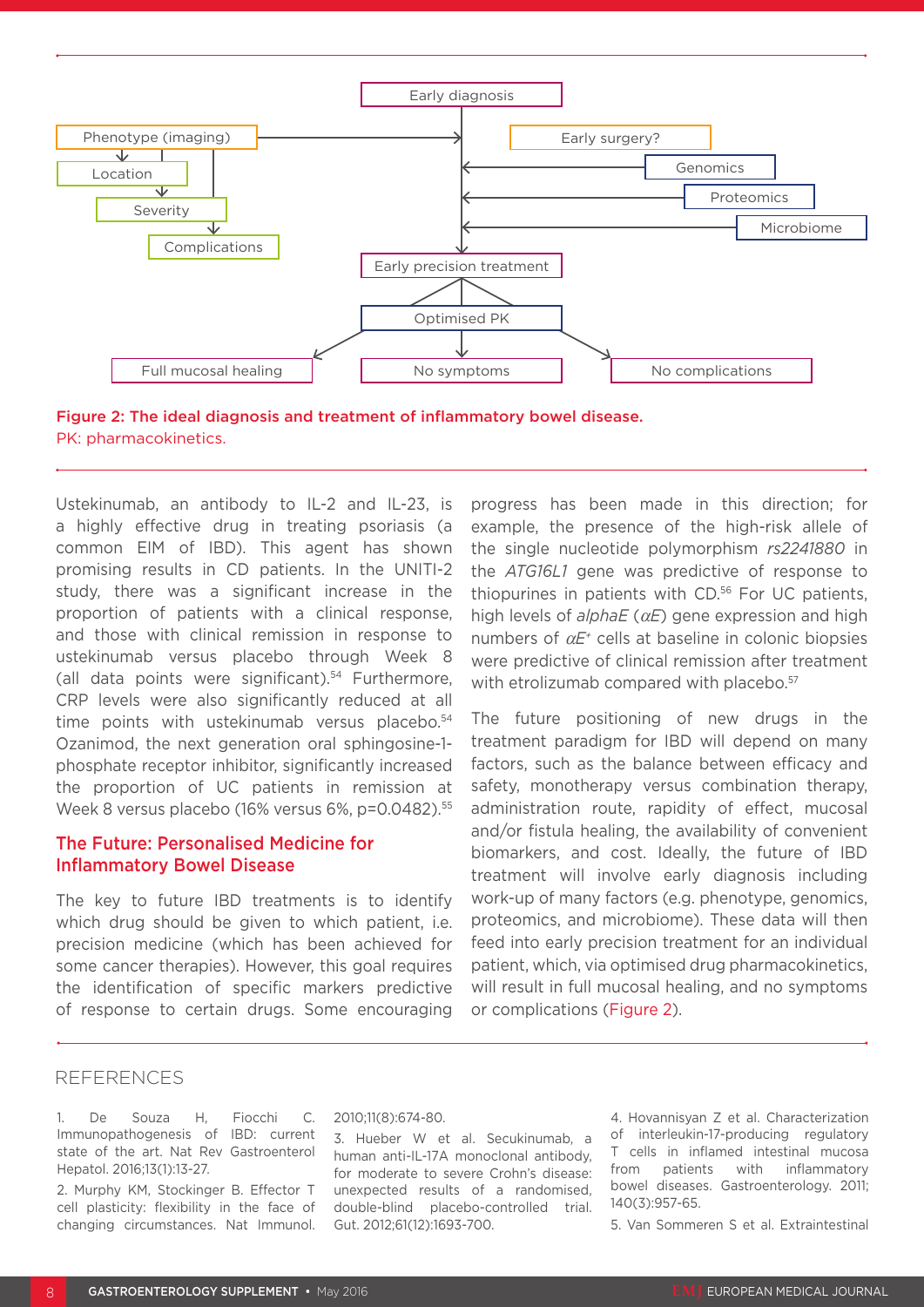Early diagnosis

Phenotype (imaging) → Location → Severity → Complications

Early surgery?

Genomics

Proteomics

Microbiome

Early precision treatment

Optimised PK

Full mucosal healing | No symptoms | No complications

**Figure 2: The ideal diagnosis and treatment of inflammatory bowel disease.**
PK: pharmacokinetics.

Ustekinumab, an antibody to IL-2 and IL-23, is a highly effective drug in treating psoriasis (a common EIM of IBD). This agent has shown promising results in CD patients. In the UNITI-2 study, there was a significant increase in the proportion of patients with a clinical response, and those with clinical remission in response to ustekinumab versus placebo through Week 8 (all data points were significant).[54] Furthermore, CRP levels were also significantly reduced at all time points with ustekinumab versus placebo.[54] Ozanimod, the next generation oral sphingosine-1-phosphate receptor inhibitor, significantly increased the proportion of UC patients in remission at Week 8 versus placebo (16% versus 6%, p=0.0482).[55]

## The Future: Personalised Medicine for Inflammatory Bowel Disease

The key to future IBD treatments is to identify which drug should be given to which patient, i.e. precision medicine (which has been achieved for some cancer therapies). However, this goal requires the identification of specific markers predictive of response to certain drugs. Some encouraging progress has been made in this direction; for example, the presence of the high-risk allele of the single nucleotide polymorphism *rs2241880* in the *ATG16L1* gene was predictive of response to thiopurines in patients with CD.[56] For UC patients, high levels of *alphaE* ($\alpha E$) gene expression and high numbers of $\alpha E^{+}$ cells at baseline in colonic biopsies were predictive of clinical remission after treatment with etrolizumab compared with placebo.[57]

The future positioning of new drugs in the treatment paradigm for IBD will depend on many factors, such as the balance between efficacy and safety, monotherapy versus combination therapy, administration route, rapidity of effect, mucosal and/or fistula healing, the availability of convenient biomarkers, and cost. Ideally, the future of IBD treatment will involve early diagnosis including work-up of many factors (e.g. phenotype, genomics, proteomics, and microbiome). These data will then feed into early precision treatment for an individual patient, which, via optimised drug pharmacokinetics, will result in full mucosal healing, and no symptoms or complications (Figure 2).

## REFERENCES

1. De Souza H, Fiocchi C. Immunopathogenesis of IBD: current state of the art. Nat Rev Gastroenterol Hepatol. 2016;13(1):13-27.

2. Murphy KM, Stockinger B. Effector T cell plasticity: flexibility in the face of changing circumstances. Nat Immunol. 2010;11(8):674-80.

3. Hueber W et al. Secukinumab, a human anti-IL-17A monoclonal antibody, for moderate to severe Crohn's disease: unexpected results of a randomised, double-blind placebo-controlled trial. Gut. 2012;61(12):1693-700.

4. Hovannisyan Z et al. Characterization of interleukin-17-producing regulatory T cells in inflamed intestinal mucosa from patients with inflammatory bowel diseases. Gastroenterology. 2011; 140(3):957-65.

5. Van Sommeren S et al. Extraintestinal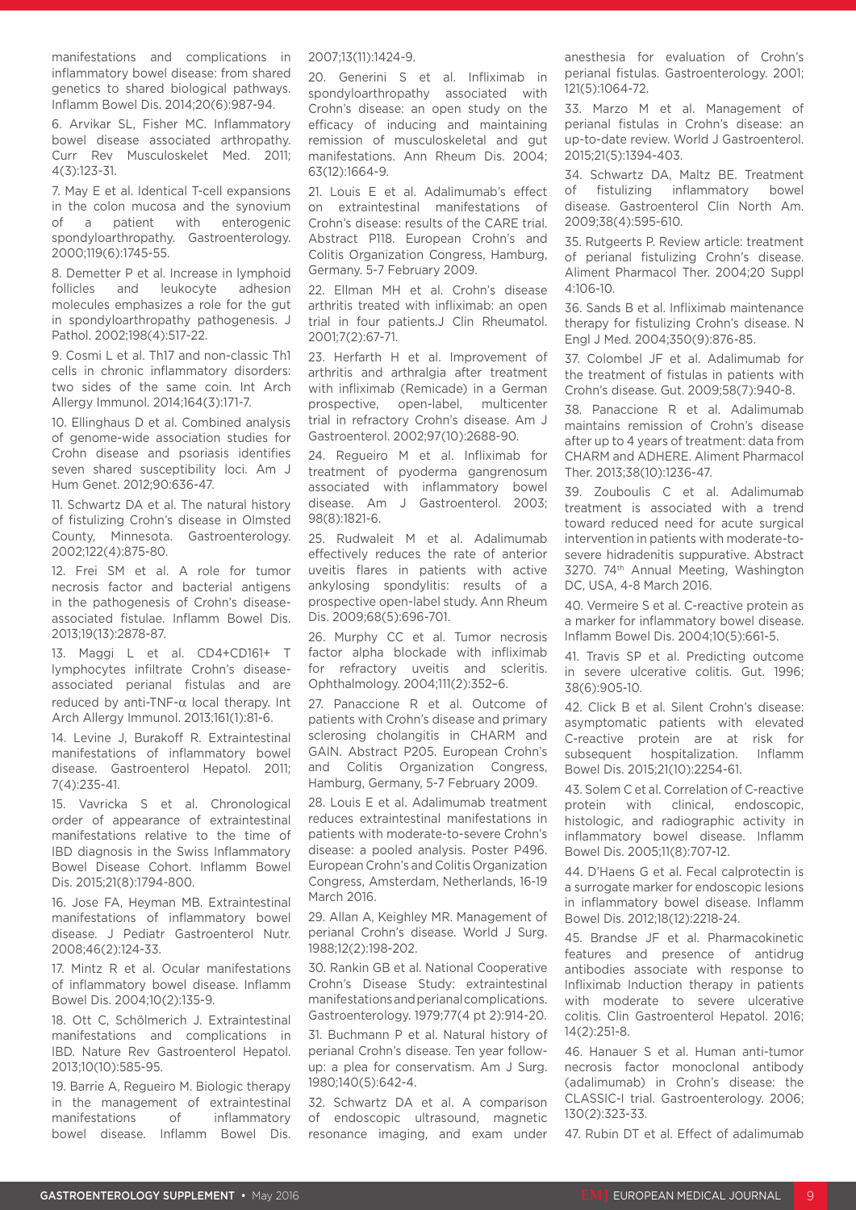manifestations and complications in inflammatory bowel disease: from shared genetics to shared biological pathways. Inflamm Bowel Dis. 2014;20(6):987-94.

6. Arvikar SL, Fisher MC. Inflammatory bowel disease associated arthropathy. Curr Rev Musculoskelet Med. 2011; 4(3):123-31.

7. May E et al. Identical T-cell expansions in the colon mucosa and the synovium of a patient with enterogenic spondyloarthropathy. Gastroenterology. 2000;119(6):1745-55.

8. Demetter P et al. Increase in lymphoid follicles and leukocyte adhesion molecules emphasizes a role for the gut in spondyloarthropathy pathogenesis. J Pathol. 2002;198(4):517-22.

9. Cosmi L et al. Th17 and non-classic Th1 cells in chronic inflammatory disorders: two sides of the same coin. Int Arch Allergy Immunol. 2014;164(3):171-7.

10. Ellinghaus D et al. Combined analysis of genome-wide association studies for Crohn disease and psoriasis identifies seven shared susceptibility loci. Am J Hum Genet. 2012;90:636-47.

11. Schwartz DA et al. The natural history of fistulizing Crohn's disease in Olmsted County, Minnesota. Gastroenterology. 2002;122(4):875-80.

12. Frei SM et al. A role for tumor necrosis factor and bacterial antigens in the pathogenesis of Crohn's disease-associated fistulae. Inflamm Bowel Dis. 2013;19(13):2878-87.

13. Maggi L et al. CD4+CD161+ T lymphocytes infiltrate Crohn's disease-associated perianal fistulas and are reduced by anti-TNF-$\alpha$ local therapy. Int Arch Allergy Immunol. 2013;161(1):81-6.

14. Levine J, Burakoff R. Extraintestinal manifestations of inflammatory bowel disease. Gastroenterol Hepatol. 2011; 7(4):235-41.

15. Vavricka S et al. Chronological order of appearance of extraintestinal manifestations relative to the time of IBD diagnosis in the Swiss Inflammatory Bowel Disease Cohort. Inflamm Bowel Dis. 2015;21(8):1794-800.

16. Jose FA, Heyman MB. Extraintestinal manifestations of inflammatory bowel disease. J Pediatr Gastroenterol Nutr. 2008;46(2):124-33.

17. Mintz R et al. Ocular manifestations of inflammatory bowel disease. Inflamm Bowel Dis. 2004;10(2):135-9.

18. Ott C, Schölmerich J. Extraintestinal manifestations and complications in IBD. Nature Rev Gastroenterol Hepatol. 2013;10(10):585-95.

19. Barrie A, Regueiro M. Biologic therapy in the management of extraintestinal manifestations of inflammatory bowel disease. Inflamm Bowel Dis. 2007;13(11):1424-9.

20. Generini S et al. Infliximab in spondyloarthropathy associated with Crohn's disease: an open study on the efficacy of inducing and maintaining remission of musculoskeletal and gut manifestations. Ann Rheum Dis. 2004; 63(12):1664-9.

21. Louis E et al. Adalimumab's effect on extraintestinal manifestations of Crohn's disease: results of the CARE trial. Abstract P118. European Crohn's and Colitis Organization Congress, Hamburg, Germany. 5-7 February 2009.

22. Ellman MH et al. Crohn's disease arthritis treated with infliximab: an open trial in four patients.J Clin Rheumatol. 2001;7(2):67-71.

23. Herfarth H et al. Improvement of arthritis and arthralgia after treatment with infliximab (Remicade) in a German prospective, open-label, multicenter trial in refractory Crohn's disease. Am J Gastroenterol. 2002;97(10):2688-90.

24. Regueiro M et al. Infliximab for treatment of pyoderma gangrenosum associated with inflammatory bowel disease. Am J Gastroenterol. 2003; 98(8):1821-6.

25. Rudwaleit M et al. Adalimumab effectively reduces the rate of anterior uveitis flares in patients with active ankylosing spondylitis: results of a prospective open-label study. Ann Rheum Dis. 2009;68(5):696-701.

26. Murphy CC et al. Tumor necrosis factor alpha blockade with infliximab for refractory uveitis and scleritis. Ophthalmology. 2004;111(2):352–6.

27. Panaccione R et al. Outcome of patients with Crohn's disease and primary sclerosing cholangitis in CHARM and GAIN. Abstract P205. European Crohn's and Colitis Organization Congress, Hamburg, Germany, 5-7 February 2009.

28. Louis E et al. Adalimumab treatment reduces extraintestinal manifestations in patients with moderate-to-severe Crohn's disease: a pooled analysis. Poster P496. European Crohn's and Colitis Organization Congress, Amsterdam, Netherlands, 16-19 March 2016.

29. Allan A, Keighley MR. Management of perianal Crohn's disease. World J Surg. 1988;12(2):198-202.

30. Rankin GB et al. National Cooperative Crohn's Disease Study: extraintestinal manifestations and perianal complications. Gastroenterology. 1979;77(4 pt 2):914-20.

31. Buchmann P et al. Natural history of perianal Crohn's disease. Ten year follow-up: a plea for conservatism. Am J Surg. 1980;140(5):642-4.

32. Schwartz DA et al. A comparison of endoscopic ultrasound, magnetic resonance imaging, and exam under anesthesia for evaluation of Crohn's perianal fistulas. Gastroenterology. 2001; 121(5):1064-72.

33. Marzo M et al. Management of perianal fistulas in Crohn's disease: an up-to-date review. World J Gastroenterol. 2015;21(5):1394-403.

34. Schwartz DA, Maltz BE. Treatment of fistulizing inflammatory bowel disease. Gastroenterol Clin North Am. 2009;38(4):595-610.

35. Rutgeerts P. Review article: treatment of perianal fistulizing Crohn's disease. Aliment Pharmacol Ther. 2004;20 Suppl 4:106-10.

36. Sands B et al. Infliximab maintenance therapy for fistulizing Crohn's disease. N Engl J Med. 2004;350(9):876-85.

37. Colombel JF et al. Adalimumab for the treatment of fistulas in patients with Crohn's disease. Gut. 2009;58(7):940-8.

38. Panaccione R et al. Adalimumab maintains remission of Crohn's disease after up to 4 years of treatment: data from CHARM and ADHERE. Aliment Pharmacol Ther. 2013;38(10):1236-47.

39. Zouboulis C et al. Adalimumab treatment is associated with a trend toward reduced need for acute surgical intervention in patients with moderate-to-severe hidradenitis suppurative. Abstract 3270. 74th Annual Meeting, Washington DC, USA, 4-8 March 2016.

40. Vermeire S et al. C-reactive protein as a marker for inflammatory bowel disease. Inflamm Bowel Dis. 2004;10(5):661-5.

41. Travis SP et al. Predicting outcome in severe ulcerative colitis. Gut. 1996; 38(6):905-10.

42. Click B et al. Silent Crohn's disease: asymptomatic patients with elevated C-reactive protein are at risk for subsequent hospitalization. Inflamm Bowel Dis. 2015;21(10):2254-61.

43. Solem C et al. Correlation of C-reactive protein with clinical, endoscopic, histologic, and radiographic activity in inflammatory bowel disease. Inflamm Bowel Dis. 2005;11(8):707-12.

44. D'Haens G et al. Fecal calprotectin is a surrogate marker for endoscopic lesions in inflammatory bowel disease. Inflamm Bowel Dis. 2012;18(12):2218-24.

45. Brandse JF et al. Pharmacokinetic features and presence of antidrug antibodies associate with response to Infliximab Induction therapy in patients with moderate to severe ulcerative colitis. Clin Gastroenterol Hepatol. 2016; 14(2):251-8.

46. Hanauer S et al. Human anti-tumor necrosis factor monoclonal antibody (adalimumab) in Crohn's disease: the CLASSIC-I trial. Gastroenterology. 2006; 130(2):323-33.

47. Rubin DT et al. Effect of adalimumab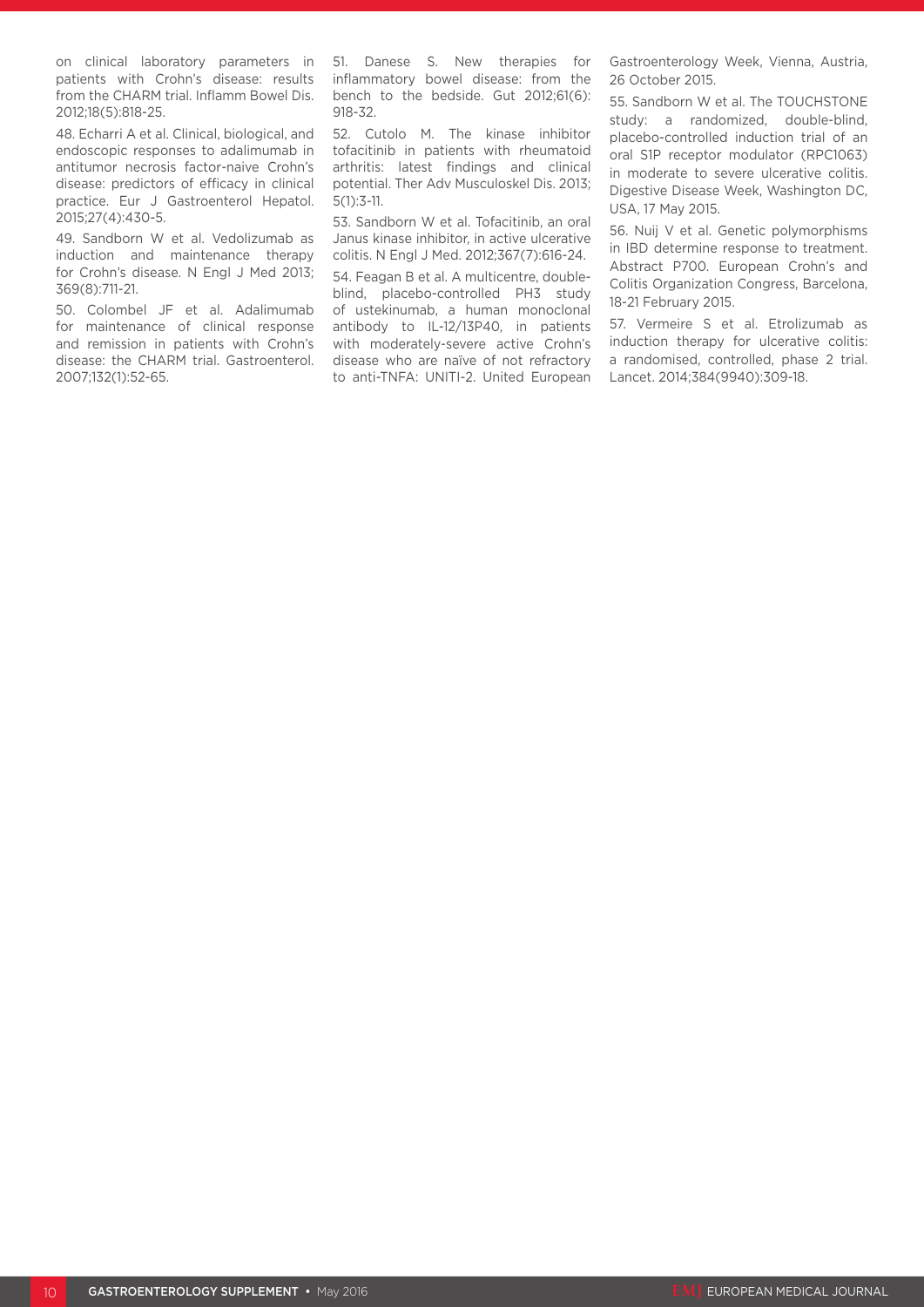on clinical laboratory parameters in patients with Crohn's disease: results from the CHARM trial. Inflamm Bowel Dis. 2012;18(5):818-25.

48. Echarri A et al. Clinical, biological, and endoscopic responses to adalimumab in antitumor necrosis factor-naive Crohn's disease: predictors of efficacy in clinical practice. Eur J Gastroenterol Hepatol. 2015;27(4):430-5.

49. Sandborn W et al. Vedolizumab as induction and maintenance therapy for Crohn's disease. N Engl J Med 2013; 369(8):711-21.

50. Colombel JF et al. Adalimumab for maintenance of clinical response and remission in patients with Crohn's disease: the CHARM trial. Gastroenterol. 2007;132(1):52-65.

51. Danese S. New therapies for inflammatory bowel disease: from the bench to the bedside. Gut 2012;61(6): 918-32.

52. Cutolo M. The kinase inhibitor tofacitinib in patients with rheumatoid arthritis: latest findings and clinical potential. Ther Adv Musculoskel Dis. 2013; 5(1):3-11.

53. Sandborn W et al. Tofacitinib, an oral Janus kinase inhibitor, in active ulcerative colitis. N Engl J Med. 2012;367(7):616-24.

54. Feagan B et al. A multicentre, double-blind, placebo-controlled PH3 study of ustekinumab, a human monoclonal antibody to IL-12/13P40, in patients with moderately-severe active Crohn's disease who are naïve of not refractory to anti-TNFA: UNITI-2. United European Gastroenterology Week, Vienna, Austria, 26 October 2015.

55. Sandborn W et al. The TOUCHSTONE study: a randomized, double-blind, placebo-controlled induction trial of an oral S1P receptor modulator (RPC1063) in moderate to severe ulcerative colitis. Digestive Disease Week, Washington DC, USA, 17 May 2015.

56. Nuij V et al. Genetic polymorphisms in IBD determine response to treatment. Abstract P700. European Crohn's and Colitis Organization Congress, Barcelona, 18-21 February 2015.

57. Vermeire S et al. Etrolizumab as induction therapy for ulcerative colitis: a randomised, controlled, phase 2 trial. Lancet. 2014;384(9940):309-18.